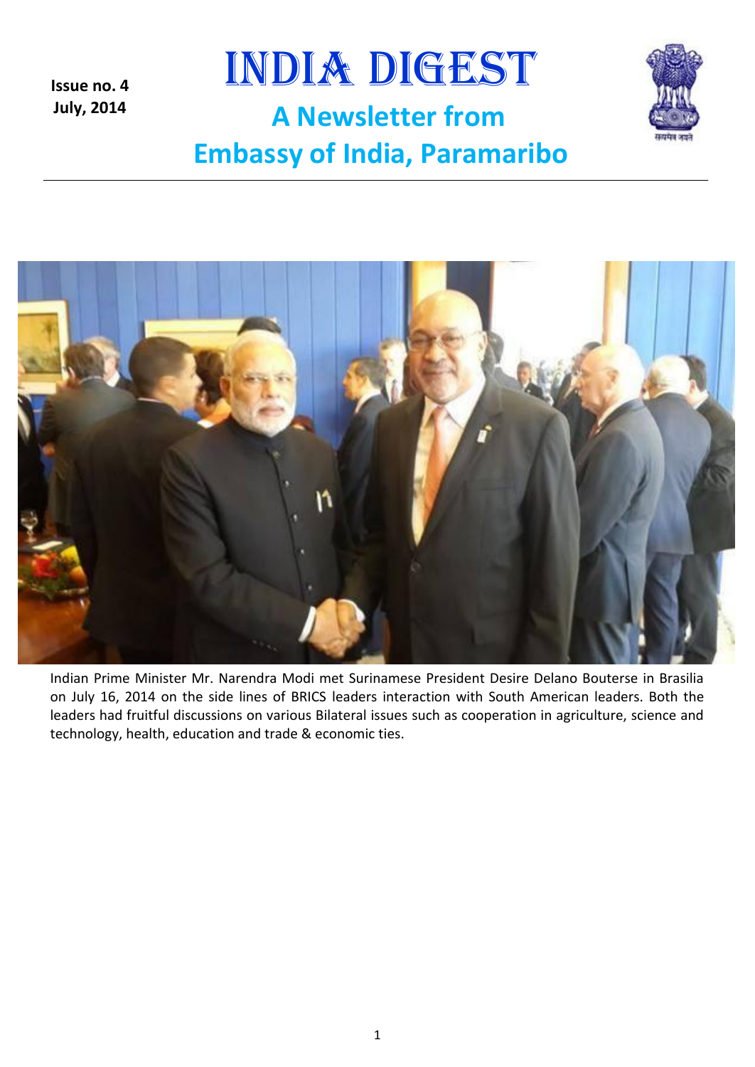**Issue no. 4**
**July, 2014**

# INDIA DIGEST

## A Newsletter from Embassy of India, Paramaribo

Indian Prime Minister Mr. Narendra Modi met Surinamese President Desire Delano Bouterse in Brasilia on July 16, 2014 on the side lines of BRICS leaders interaction with South American leaders. Both the leaders had fruitful discussions on various Bilateral issues such as cooperation in agriculture, science and technology, health, education and trade & economic ties.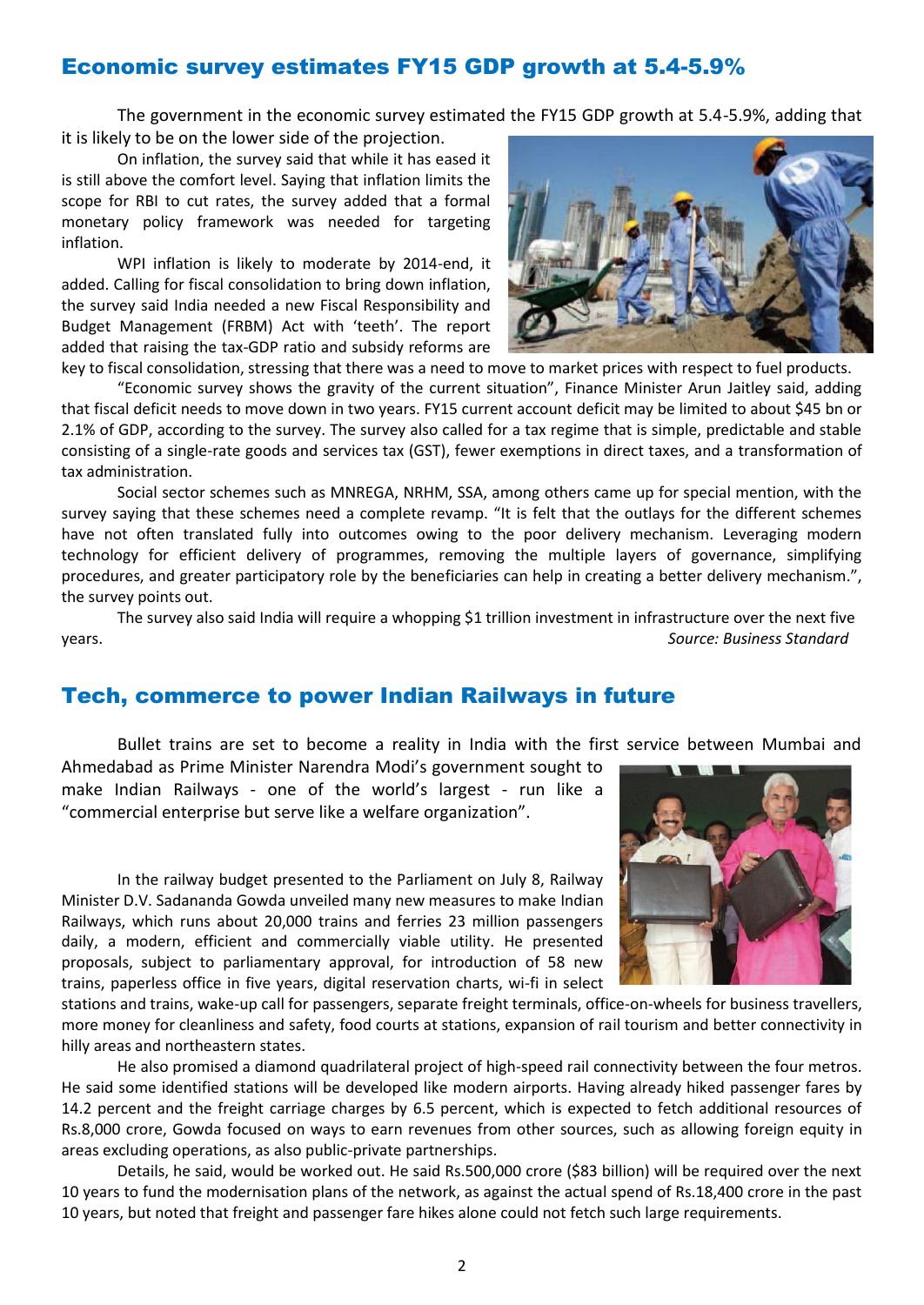## Economic survey estimates FY15 GDP growth at 5.4-5.9%

The government in the economic survey estimated the FY15 GDP growth at 5.4-5.9%, adding that it is likely to be on the lower side of the projection.

On inflation, the survey said that while it has eased it is still above the comfort level. Saying that inflation limits the scope for RBI to cut rates, the survey added that a formal monetary policy framework was needed for targeting inflation.

WPI inflation is likely to moderate by 2014-end, it added. Calling for fiscal consolidation to bring down inflation, the survey said India needed a new Fiscal Responsibility and Budget Management (FRBM) Act with 'teeth'. The report added that raising the tax-GDP ratio and subsidy reforms are key to fiscal consolidation, stressing that there was a need to move to market prices with respect to fuel products.

"Economic survey shows the gravity of the current situation", Finance Minister Arun Jaitley said, adding that fiscal deficit needs to move down in two years. FY15 current account deficit may be limited to about $45 bn or 2.1% of GDP, according to the survey. The survey also called for a tax regime that is simple, predictable and stable consisting of a single-rate goods and services tax (GST), fewer exemptions in direct taxes, and a transformation of tax administration.

Social sector schemes such as MNREGA, NRHM, SSA, among others came up for special mention, with the survey saying that these schemes need a complete revamp. "It is felt that the outlays for the different schemes have not often translated fully into outcomes owing to the poor delivery mechanism. Leveraging modern technology for efficient delivery of programmes, removing the multiple layers of governance, simplifying procedures, and greater participatory role by the beneficiaries can help in creating a better delivery mechanism.", the survey points out.

The survey also said India will require a whopping $1 trillion investment in infrastructure over the next five years.

*Source: Business Standard*

## Tech, commerce to power Indian Railways in future

Bullet trains are set to become a reality in India with the first service between Mumbai and Ahmedabad as Prime Minister Narendra Modi's government sought to make Indian Railways - one of the world's largest - run like a "commercial enterprise but serve like a welfare organization".

In the railway budget presented to the Parliament on July 8, Railway Minister D.V. Sadananda Gowda unveiled many new measures to make Indian Railways, which runs about 20,000 trains and ferries 23 million passengers daily, a modern, efficient and commercially viable utility. He presented proposals, subject to parliamentary approval, for introduction of 58 new trains, paperless office in five years, digital reservation charts, wi-fi in select stations and trains, wake-up call for passengers, separate freight terminals, office-on-wheels for business travellers, more money for cleanliness and safety, food courts at stations, expansion of rail tourism and better connectivity in hilly areas and northeastern states.

He also promised a diamond quadrilateral project of high-speed rail connectivity between the four metros. He said some identified stations will be developed like modern airports. Having already hiked passenger fares by 14.2 percent and the freight carriage charges by 6.5 percent, which is expected to fetch additional resources of Rs.8,000 crore, Gowda focused on ways to earn revenues from other sources, such as allowing foreign equity in areas excluding operations, as also public-private partnerships.

Details, he said, would be worked out. He said Rs.500,000 crore ($83 billion) will be required over the next 10 years to fund the modernisation plans of the network, as against the actual spend of Rs.18,400 crore in the past 10 years, but noted that freight and passenger fare hikes alone could not fetch such large requirements.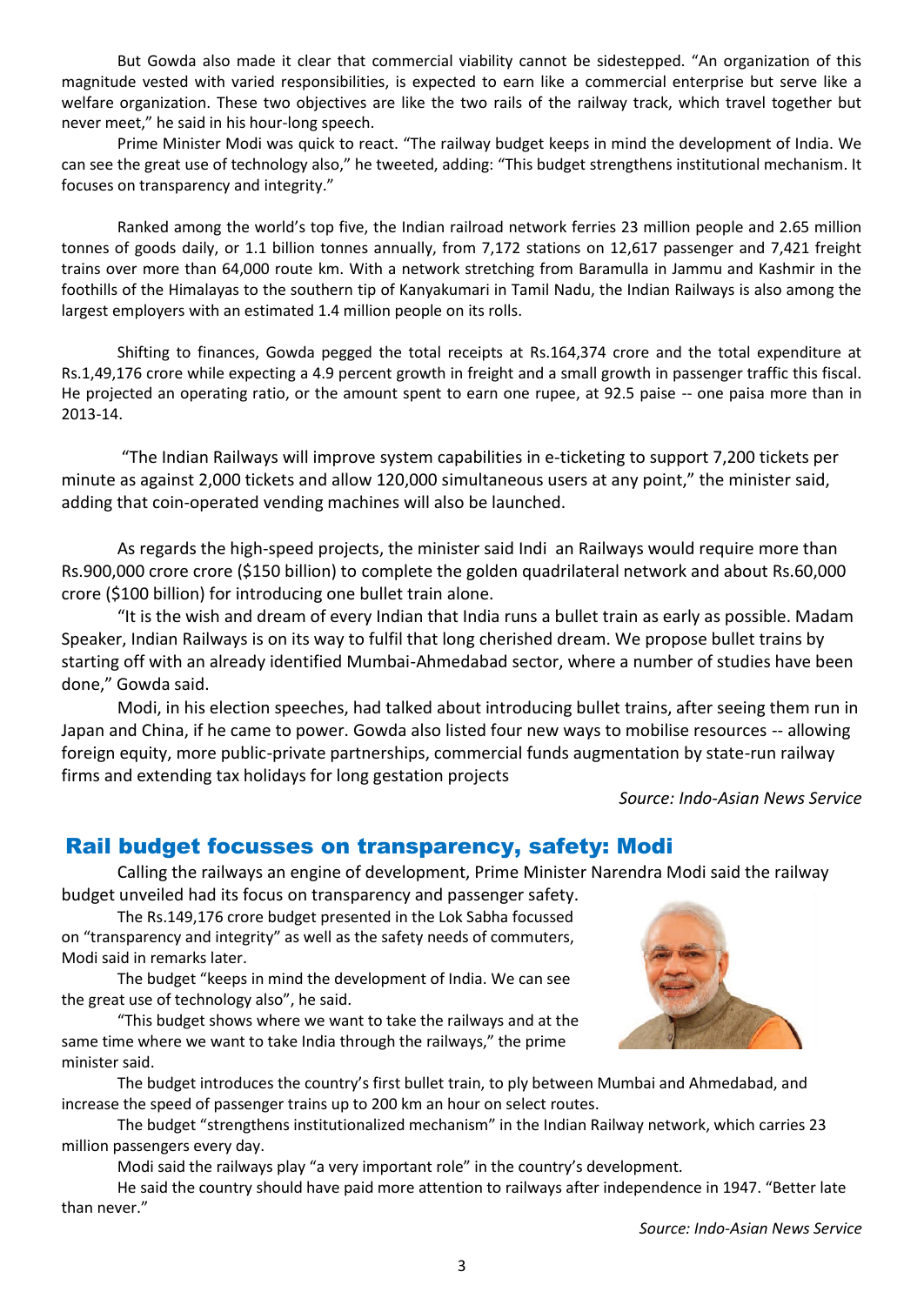But Gowda also made it clear that commercial viability cannot be sidestepped. "An organization of this magnitude vested with varied responsibilities, is expected to earn like a commercial enterprise but serve like a welfare organization. These two objectives are like the two rails of the railway track, which travel together but never meet," he said in his hour-long speech.

Prime Minister Modi was quick to react. "The railway budget keeps in mind the development of India. We can see the great use of technology also," he tweeted, adding: "This budget strengthens institutional mechanism. It focuses on transparency and integrity."

Ranked among the world's top five, the Indian railroad network ferries 23 million people and 2.65 million tonnes of goods daily, or 1.1 billion tonnes annually, from 7,172 stations on 12,617 passenger and 7,421 freight trains over more than 64,000 route km. With a network stretching from Baramulla in Jammu and Kashmir in the foothills of the Himalayas to the southern tip of Kanyakumari in Tamil Nadu, the Indian Railways is also among the largest employers with an estimated 1.4 million people on its rolls.

Shifting to finances, Gowda pegged the total receipts at Rs.164,374 crore and the total expenditure at Rs.1,49,176 crore while expecting a 4.9 percent growth in freight and a small growth in passenger traffic this fiscal. He projected an operating ratio, or the amount spent to earn one rupee, at 92.5 paise -- one paisa more than in 2013-14.

"The Indian Railways will improve system capabilities in e-ticketing to support 7,200 tickets per minute as against 2,000 tickets and allow 120,000 simultaneous users at any point," the minister said, adding that coin-operated vending machines will also be launched.

As regards the high-speed projects, the minister said Indi an Railways would require more than Rs.900,000 crore crore ($150 billion) to complete the golden quadrilateral network and about Rs.60,000 crore ($100 billion) for introducing one bullet train alone.

"It is the wish and dream of every Indian that India runs a bullet train as early as possible. Madam Speaker, Indian Railways is on its way to fulfil that long cherished dream. We propose bullet trains by starting off with an already identified Mumbai-Ahmedabad sector, where a number of studies have been done," Gowda said.

Modi, in his election speeches, had talked about introducing bullet trains, after seeing them run in Japan and China, if he came to power. Gowda also listed four new ways to mobilise resources -- allowing foreign equity, more public-private partnerships, commercial funds augmentation by state-run railway firms and extending tax holidays for long gestation projects

*Source: Indo-Asian News Service*

## Rail budget focusses on transparency, safety: Modi

Calling the railways an engine of development, Prime Minister Narendra Modi said the railway budget unveiled had its focus on transparency and passenger safety.

The Rs.149,176 crore budget presented in the Lok Sabha focussed on "transparency and integrity" as well as the safety needs of commuters, Modi said in remarks later.

The budget "keeps in mind the development of India. We can see the great use of technology also", he said.

"This budget shows where we want to take the railways and at the same time where we want to take India through the railways," the prime minister said.

The budget introduces the country's first bullet train, to ply between Mumbai and Ahmedabad, and increase the speed of passenger trains up to 200 km an hour on select routes.

The budget "strengthens institutionalized mechanism" in the Indian Railway network, which carries 23 million passengers every day.

Modi said the railways play "a very important role" in the country's development.

He said the country should have paid more attention to railways after independence in 1947. "Better late than never."

*Source: Indo-Asian News Service*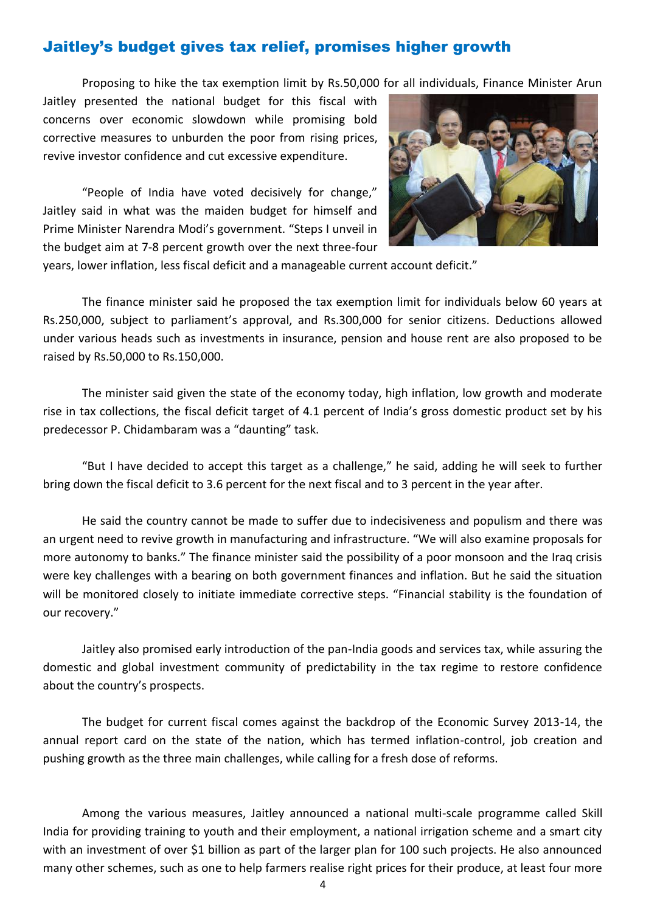## Jaitley's budget gives tax relief, promises higher growth

Proposing to hike the tax exemption limit by Rs.50,000 for all individuals, Finance Minister Arun Jaitley presented the national budget for this fiscal with concerns over economic slowdown while promising bold corrective measures to unburden the poor from rising prices, revive investor confidence and cut excessive expenditure.

"People of India have voted decisively for change," Jaitley said in what was the maiden budget for himself and Prime Minister Narendra Modi's government. "Steps I unveil in the budget aim at 7-8 percent growth over the next three-four years, lower inflation, less fiscal deficit and a manageable current account deficit."

The finance minister said he proposed the tax exemption limit for individuals below 60 years at Rs.250,000, subject to parliament's approval, and Rs.300,000 for senior citizens. Deductions allowed under various heads such as investments in insurance, pension and house rent are also proposed to be raised by Rs.50,000 to Rs.150,000.

The minister said given the state of the economy today, high inflation, low growth and moderate rise in tax collections, the fiscal deficit target of 4.1 percent of India's gross domestic product set by his predecessor P. Chidambaram was a "daunting" task.

"But I have decided to accept this target as a challenge," he said, adding he will seek to further bring down the fiscal deficit to 3.6 percent for the next fiscal and to 3 percent in the year after.

He said the country cannot be made to suffer due to indecisiveness and populism and there was an urgent need to revive growth in manufacturing and infrastructure. "We will also examine proposals for more autonomy to banks." The finance minister said the possibility of a poor monsoon and the Iraq crisis were key challenges with a bearing on both government finances and inflation. But he said the situation will be monitored closely to initiate immediate corrective steps. "Financial stability is the foundation of our recovery."

Jaitley also promised early introduction of the pan-India goods and services tax, while assuring the domestic and global investment community of predictability in the tax regime to restore confidence about the country's prospects.

The budget for current fiscal comes against the backdrop of the Economic Survey 2013-14, the annual report card on the state of the nation, which has termed inflation-control, job creation and pushing growth as the three main challenges, while calling for a fresh dose of reforms.

Among the various measures, Jaitley announced a national multi-scale programme called Skill India for providing training to youth and their employment, a national irrigation scheme and a smart city with an investment of over $1 billion as part of the larger plan for 100 such projects. He also announced many other schemes, such as one to help farmers realise right prices for their produce, at least four more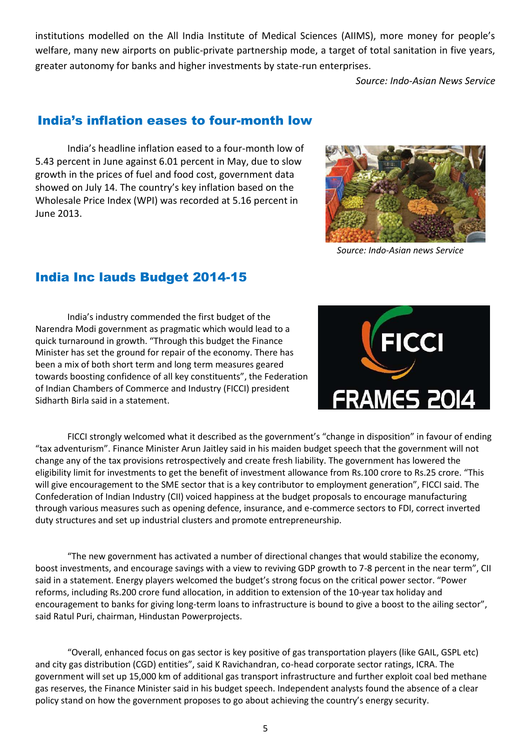institutions modelled on the All India Institute of Medical Sciences (AIIMS), more money for people's welfare, many new airports on public-private partnership mode, a target of total sanitation in five years, greater autonomy for banks and higher investments by state-run enterprises.

*Source: Indo-Asian News Service*

## India's inflation eases to four-month low

India's headline inflation eased to a four-month low of 5.43 percent in June against 6.01 percent in May, due to slow growth in the prices of fuel and food cost, government data showed on July 14. The country's key inflation based on the Wholesale Price Index (WPI) was recorded at 5.16 percent in June 2013.

*Source: Indo-Asian news Service*

## India Inc lauds Budget 2014-15

India's industry commended the first budget of the Narendra Modi government as pragmatic which would lead to a quick turnaround in growth. "Through this budget the Finance Minister has set the ground for repair of the economy. There has been a mix of both short term and long term measures geared towards boosting confidence of all key constituents", the Federation of Indian Chambers of Commerce and Industry (FICCI) president Sidharth Birla said in a statement.

FICCI strongly welcomed what it described as the government's "change in disposition" in favour of ending "tax adventurism". Finance Minister Arun Jaitley said in his maiden budget speech that the government will not change any of the tax provisions retrospectively and create fresh liability. The government has lowered the eligibility limit for investments to get the benefit of investment allowance from Rs.100 crore to Rs.25 crore. "This will give encouragement to the SME sector that is a key contributor to employment generation", FICCI said. The Confederation of Indian Industry (CII) voiced happiness at the budget proposals to encourage manufacturing through various measures such as opening defence, insurance, and e-commerce sectors to FDI, correct inverted duty structures and set up industrial clusters and promote entrepreneurship.

"The new government has activated a number of directional changes that would stabilize the economy, boost investments, and encourage savings with a view to reviving GDP growth to 7-8 percent in the near term", CII said in a statement. Energy players welcomed the budget's strong focus on the critical power sector. "Power reforms, including Rs.200 crore fund allocation, in addition to extension of the 10-year tax holiday and encouragement to banks for giving long-term loans to infrastructure is bound to give a boost to the ailing sector", said Ratul Puri, chairman, Hindustan Powerprojects.

"Overall, enhanced focus on gas sector is key positive of gas transportation players (like GAIL, GSPL etc) and city gas distribution (CGD) entities", said K Ravichandran, co-head corporate sector ratings, ICRA. The government will set up 15,000 km of additional gas transport infrastructure and further exploit coal bed methane gas reserves, the Finance Minister said in his budget speech. Independent analysts found the absence of a clear policy stand on how the government proposes to go about achieving the country's energy security.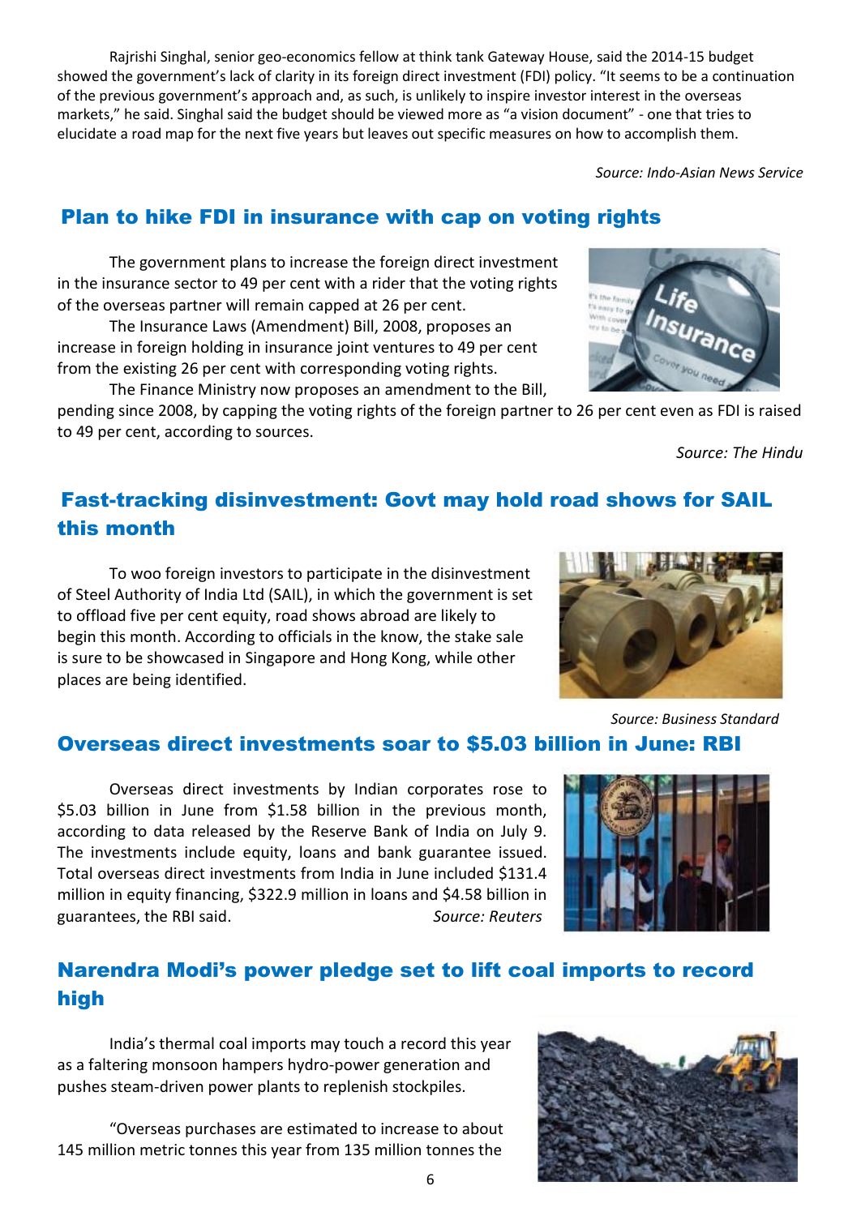Rajrishi Singhal, senior geo-economics fellow at think tank Gateway House, said the 2014-15 budget showed the government's lack of clarity in its foreign direct investment (FDI) policy. "It seems to be a continuation of the previous government's approach and, as such, is unlikely to inspire investor interest in the overseas markets," he said. Singhal said the budget should be viewed more as "a vision document" - one that tries to elucidate a road map for the next five years but leaves out specific measures on how to accomplish them.

*Source: Indo-Asian News Service*

## Plan to hike FDI in insurance with cap on voting rights

The government plans to increase the foreign direct investment in the insurance sector to 49 per cent with a rider that the voting rights of the overseas partner will remain capped at 26 per cent.

The Insurance Laws (Amendment) Bill, 2008, proposes an increase in foreign holding in insurance joint ventures to 49 per cent from the existing 26 per cent with corresponding voting rights.

The Finance Ministry now proposes an amendment to the Bill, pending since 2008, by capping the voting rights of the foreign partner to 26 per cent even as FDI is raised to 49 per cent, according to sources.

*Source: The Hindu*

## Fast-tracking disinvestment: Govt may hold road shows for SAIL this month

To woo foreign investors to participate in the disinvestment of Steel Authority of India Ltd (SAIL), in which the government is set to offload five per cent equity, road shows abroad are likely to begin this month. According to officials in the know, the stake sale is sure to be showcased in Singapore and Hong Kong, while other places are being identified.

*Source: Business Standard*

## Overseas direct investments soar to $5.03 billion in June: RBI

Overseas direct investments by Indian corporates rose to $5.03 billion in June from $1.58 billion in the previous month, according to data released by the Reserve Bank of India on July 9. The investments include equity, loans and bank guarantee issued. Total overseas direct investments from India in June included $131.4 million in equity financing, $322.9 million in loans and $4.58 billion in guarantees, the RBI said. *Source: Reuters*

## Narendra Modi's power pledge set to lift coal imports to record high

India's thermal coal imports may touch a record this year as a faltering monsoon hampers hydro-power generation and pushes steam-driven power plants to replenish stockpiles.

"Overseas purchases are estimated to increase to about 145 million metric tonnes this year from 135 million tonnes the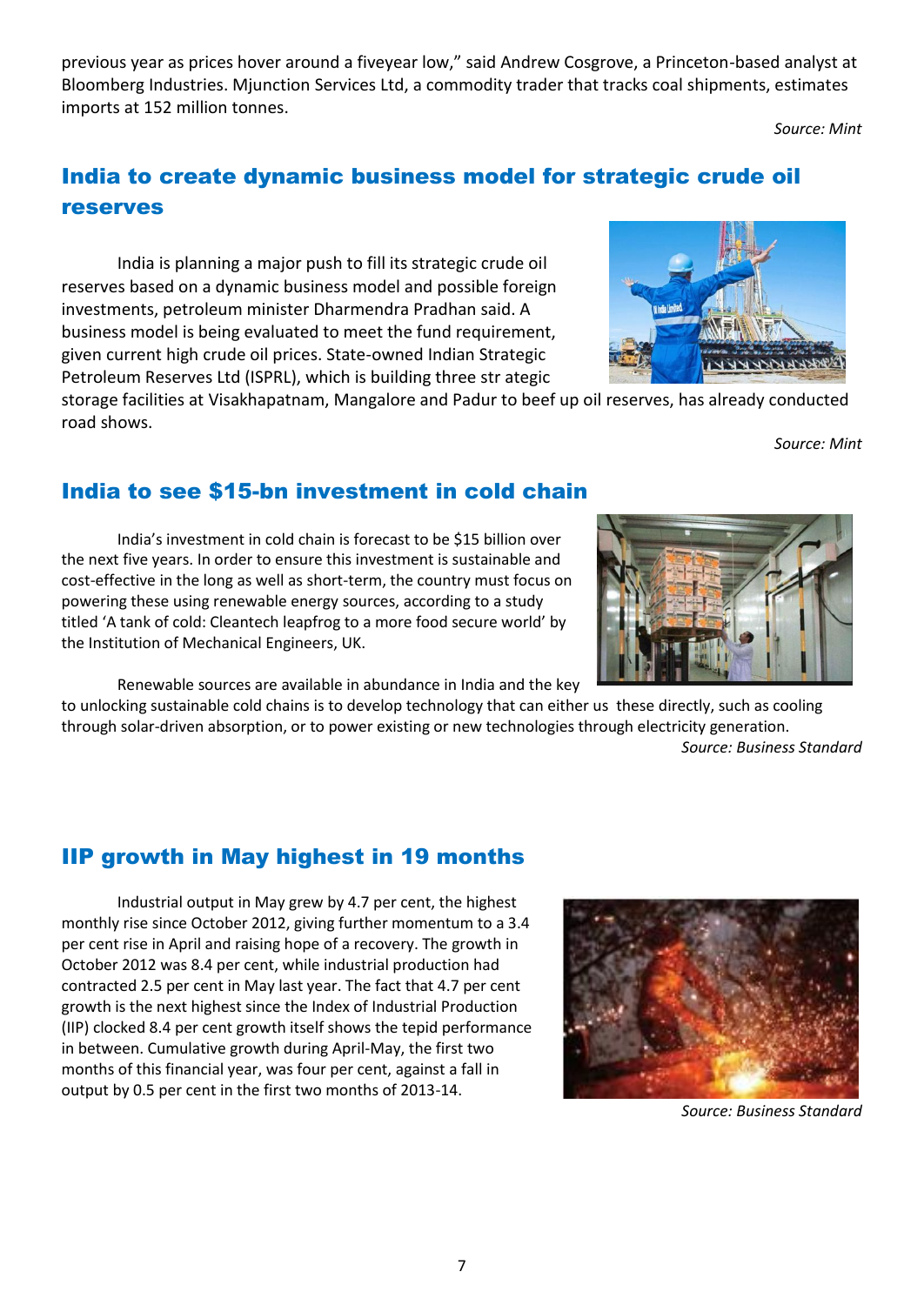previous year as prices hover around a fiveyear low," said Andrew Cosgrove, a Princeton-based analyst at Bloomberg Industries. Mjunction Services Ltd, a commodity trader that tracks coal shipments, estimates imports at 152 million tonnes.

*Source: Mint*

## India to create dynamic business model for strategic crude oil reserves

India is planning a major push to fill its strategic crude oil reserves based on a dynamic business model and possible foreign investments, petroleum minister Dharmendra Pradhan said. A business model is being evaluated to meet the fund requirement, given current high crude oil prices. State-owned Indian Strategic Petroleum Reserves Ltd (ISPRL), which is building three str ategic storage facilities at Visakhapatnam, Mangalore and Padur to beef up oil reserves, has already conducted road shows.

*Source: Mint*

## India to see $15-bn investment in cold chain

India's investment in cold chain is forecast to be $15 billion over the next five years. In order to ensure this investment is sustainable and cost-effective in the long as well as short-term, the country must focus on powering these using renewable energy sources, according to a study titled 'A tank of cold: Cleantech leapfrog to a more food secure world' by the Institution of Mechanical Engineers, UK.

Renewable sources are available in abundance in India and the key to unlocking sustainable cold chains is to develop technology that can either us these directly, such as cooling through solar-driven absorption, or to power existing or new technologies through electricity generation.

*Source: Business Standard*

## IIP growth in May highest in 19 months

Industrial output in May grew by 4.7 per cent, the highest monthly rise since October 2012, giving further momentum to a 3.4 per cent rise in April and raising hope of a recovery. The growth in October 2012 was 8.4 per cent, while industrial production had contracted 2.5 per cent in May last year. The fact that 4.7 per cent growth is the next highest since the Index of Industrial Production (IIP) clocked 8.4 per cent growth itself shows the tepid performance in between. Cumulative growth during April-May, the first two months of this financial year, was four per cent, against a fall in output by 0.5 per cent in the first two months of 2013-14.

*Source: Business Standard*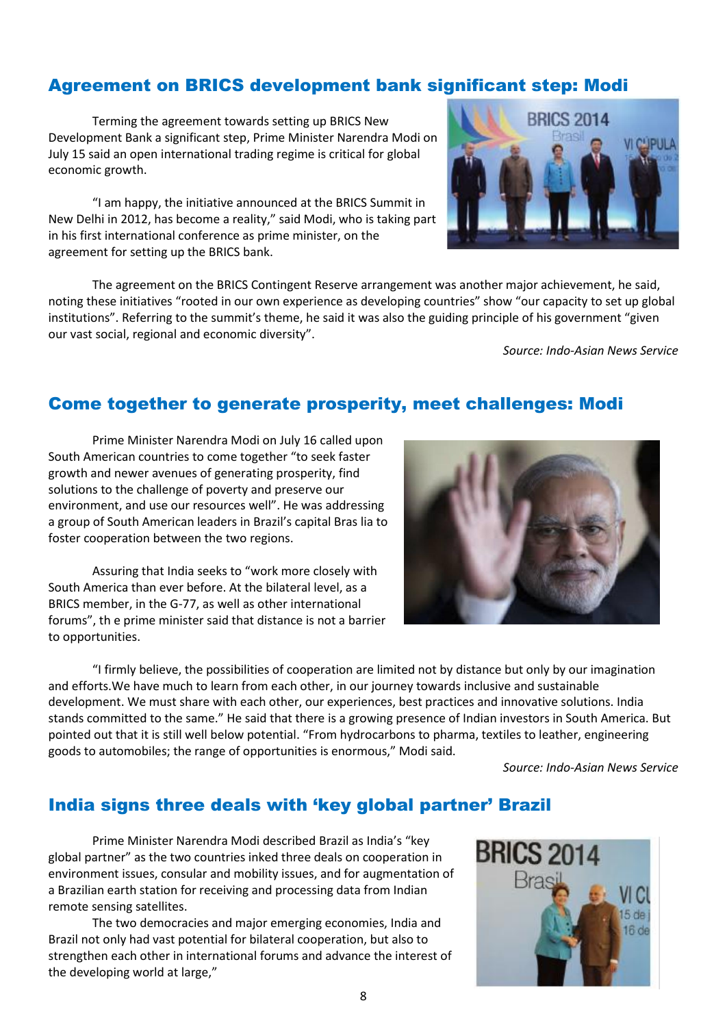## Agreement on BRICS development bank significant step: Modi

Terming the agreement towards setting up BRICS New Development Bank a significant step, Prime Minister Narendra Modi on July 15 said an open international trading regime is critical for global economic growth.

"I am happy, the initiative announced at the BRICS Summit in New Delhi in 2012, has become a reality," said Modi, who is taking part in his first international conference as prime minister, on the agreement for setting up the BRICS bank.

The agreement on the BRICS Contingent Reserve arrangement was another major achievement, he said, noting these initiatives "rooted in our own experience as developing countries" show "our capacity to set up global institutions". Referring to the summit's theme, he said it was also the guiding principle of his government "given our vast social, regional and economic diversity".

*Source: Indo-Asian News Service*

## Come together to generate prosperity, meet challenges: Modi

Prime Minister Narendra Modi on July 16 called upon South American countries to come together "to seek faster growth and newer avenues of generating prosperity, find solutions to the challenge of poverty and preserve our environment, and use our resources well". He was addressing a group of South American leaders in Brazil's capital Bras lia to foster cooperation between the two regions.

Assuring that India seeks to "work more closely with South America than ever before. At the bilateral level, as a BRICS member, in the G-77, as well as other international forums", th e prime minister said that distance is not a barrier to opportunities.

"I firmly believe, the possibilities of cooperation are limited not by distance but only by our imagination and efforts.We have much to learn from each other, in our journey towards inclusive and sustainable development. We must share with each other, our experiences, best practices and innovative solutions. India stands committed to the same." He said that there is a growing presence of Indian investors in South America. But pointed out that it is still well below potential. "From hydrocarbons to pharma, textiles to leather, engineering goods to automobiles; the range of opportunities is enormous," Modi said.

*Source: Indo-Asian News Service*

## India signs three deals with 'key global partner' Brazil

Prime Minister Narendra Modi described Brazil as India's "key global partner" as the two countries inked three deals on cooperation in environment issues, consular and mobility issues, and for augmentation of a Brazilian earth station for receiving and processing data from Indian remote sensing satellites.

The two democracies and major emerging economies, India and Brazil not only had vast potential for bilateral cooperation, but also to strengthen each other in international forums and advance the interest of the developing world at large,"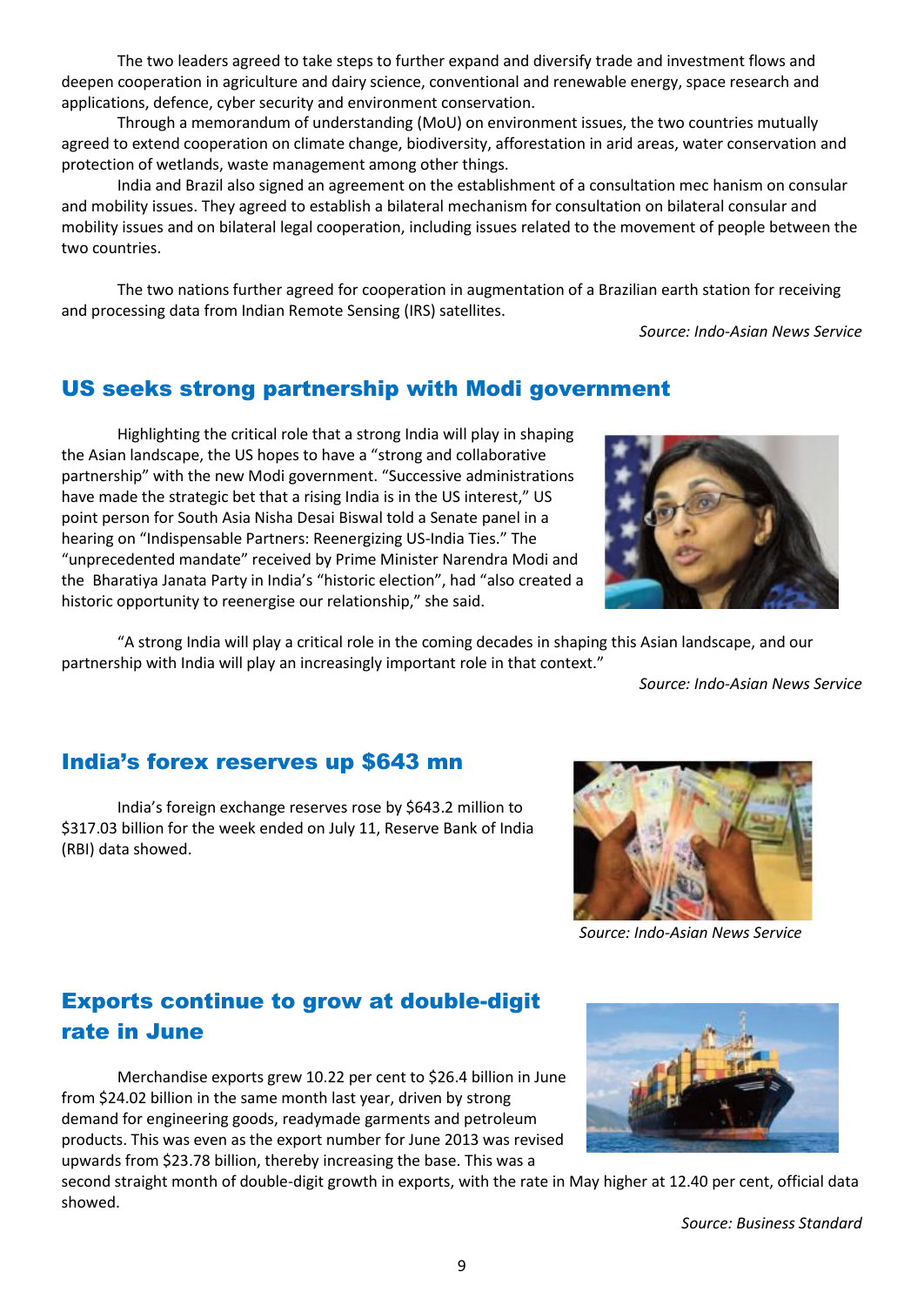The two leaders agreed to take steps to further expand and diversify trade and investment flows and deepen cooperation in agriculture and dairy science, conventional and renewable energy, space research and applications, defence, cyber security and environment conservation.

Through a memorandum of understanding (MoU) on environment issues, the two countries mutually agreed to extend cooperation on climate change, biodiversity, afforestation in arid areas, water conservation and protection of wetlands, waste management among other things.

India and Brazil also signed an agreement on the establishment of a consultation mec hanism on consular and mobility issues. They agreed to establish a bilateral mechanism for consultation on bilateral consular and mobility issues and on bilateral legal cooperation, including issues related to the movement of people between the two countries.

The two nations further agreed for cooperation in augmentation of a Brazilian earth station for receiving and processing data from Indian Remote Sensing (IRS) satellites.

*Source: Indo-Asian News Service*

## US seeks strong partnership with Modi government

Highlighting the critical role that a strong India will play in shaping the Asian landscape, the US hopes to have a "strong and collaborative partnership" with the new Modi government. "Successive administrations have made the strategic bet that a rising India is in the US interest," US point person for South Asia Nisha Desai Biswal told a Senate panel in a hearing on "Indispensable Partners: Reenergizing US-India Ties." The "unprecedented mandate" received by Prime Minister Narendra Modi and the Bharatiya Janata Party in India's "historic election", had "also created a historic opportunity to reenergise our relationship," she said.

"A strong India will play a critical role in the coming decades in shaping this Asian landscape, and our partnership with India will play an increasingly important role in that context."

*Source: Indo-Asian News Service*

## India's forex reserves up $643 mn

India's foreign exchange reserves rose by $643.2 million to $317.03 billion for the week ended on July 11, Reserve Bank of India (RBI) data showed.

*Source: Indo-Asian News Service*

## Exports continue to grow at double-digit rate in June

Merchandise exports grew 10.22 per cent to $26.4 billion in June from $24.02 billion in the same month last year, driven by strong demand for engineering goods, readymade garments and petroleum products. This was even as the export number for June 2013 was revised upwards from $23.78 billion, thereby increasing the base. This was a second straight month of double-digit growth in exports, with the rate in May higher at 12.40 per cent, official data showed.

*Source: Business Standard*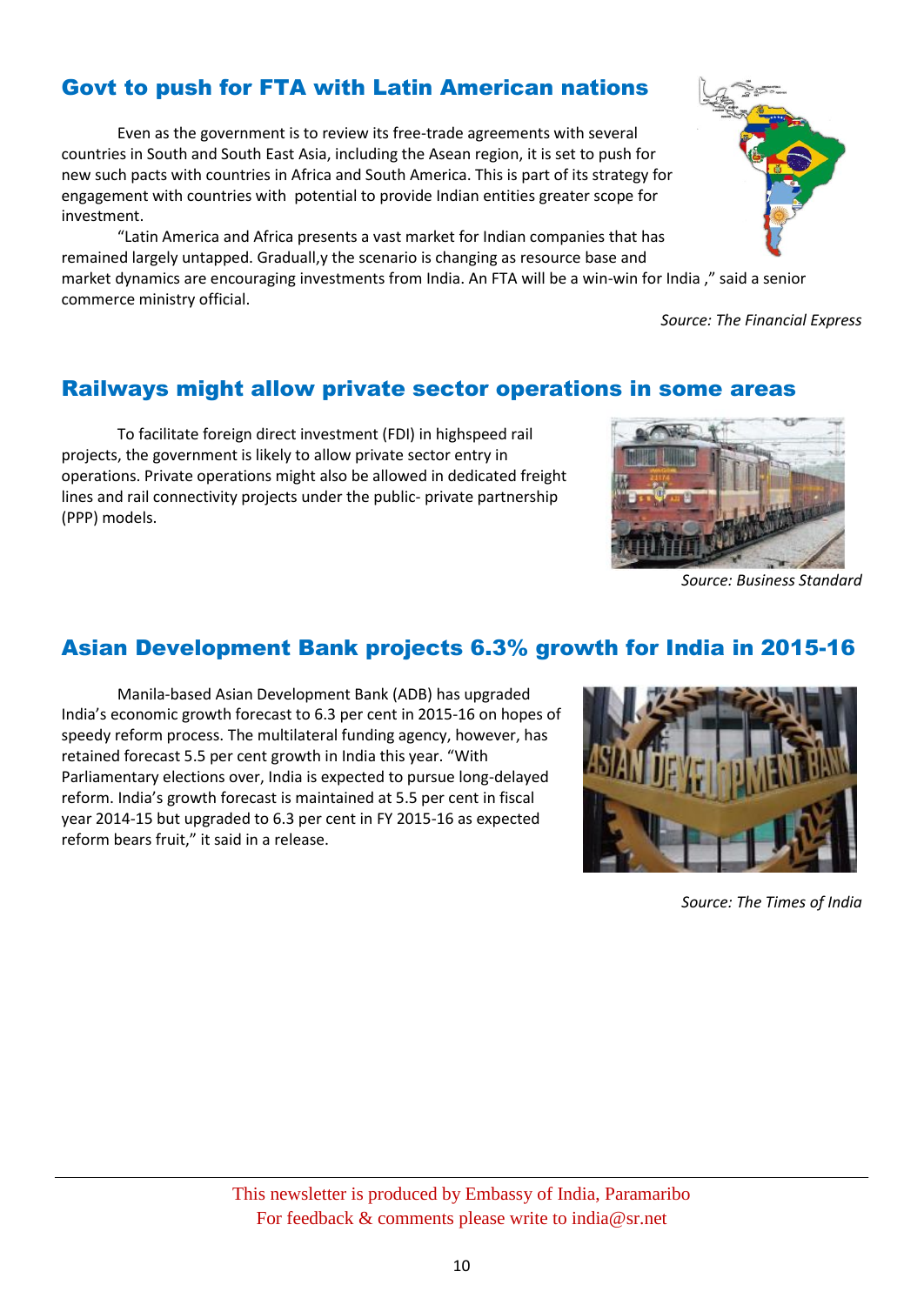## Govt to push for FTA with Latin American nations

Even as the government is to review its free-trade agreements with several countries in South and South East Asia, including the Asean region, it is set to push for new such pacts with countries in Africa and South America. This is part of its strategy for engagement with countries with potential to provide Indian entities greater scope for investment.

"Latin America and Africa presents a vast market for Indian companies that has remained largely untapped. Graduall,y the scenario is changing as resource base and market dynamics are encouraging investments from India. An FTA will be a win-win for India ," said a senior commerce ministry official.

*Source: The Financial Express*

## Railways might allow private sector operations in some areas

To facilitate foreign direct investment (FDI) in highspeed rail projects, the government is likely to allow private sector entry in operations. Private operations might also be allowed in dedicated freight lines and rail connectivity projects under the public- private partnership (PPP) models.

*Source: Business Standard*

## Asian Development Bank projects 6.3% growth for India in 2015-16

Manila-based Asian Development Bank (ADB) has upgraded India's economic growth forecast to 6.3 per cent in 2015-16 on hopes of speedy reform process. The multilateral funding agency, however, has retained forecast 5.5 per cent growth in India this year. "With Parliamentary elections over, India is expected to pursue long-delayed reform. India's growth forecast is maintained at 5.5 per cent in fiscal year 2014-15 but upgraded to 6.3 per cent in FY 2015-16 as expected reform bears fruit," it said in a release.

*Source: The Times of India*

This newsletter is produced by Embassy of India, Paramaribo
For feedback & comments please write to india@sr.net